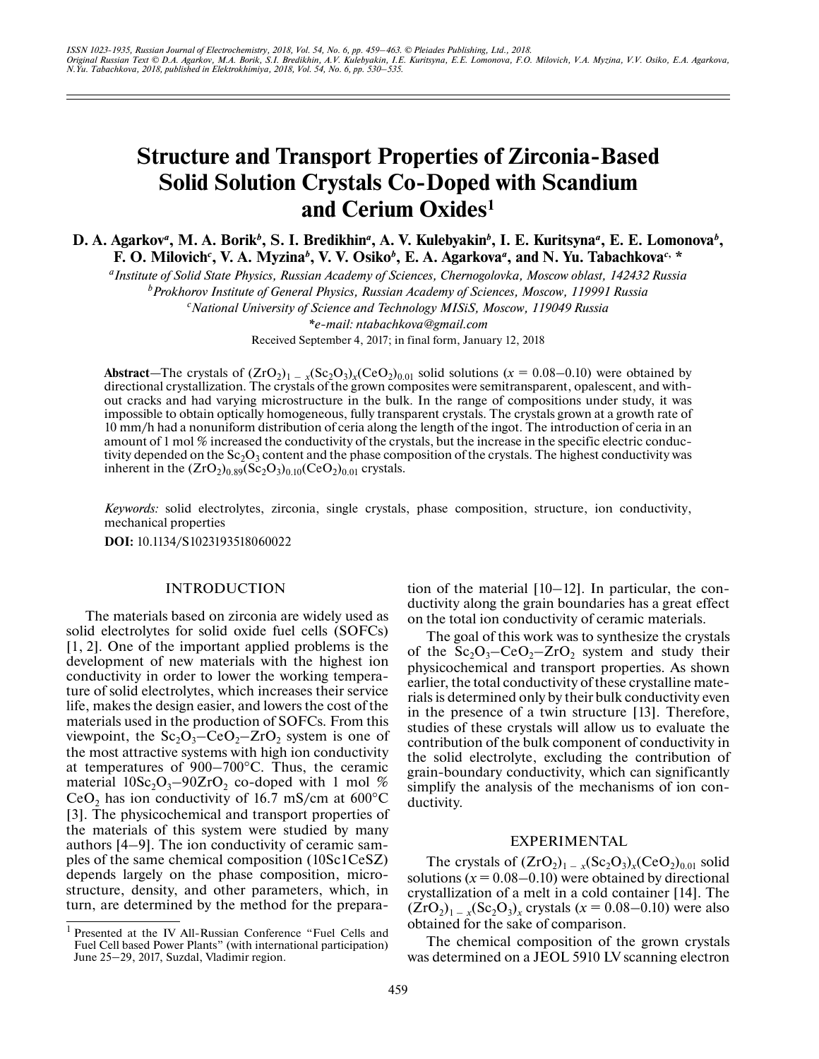# Structure and Transport Properties of Zirconia-Based Solid Solution Crystals Co-Doped with Scandium and Cerium Oxides[1]

**D. A. Agarkov[a], M. A. Borik[b], S. I. Bredikhin[a], A. V. Kulebyakin[b], I. E. Kuritsyna[a], E. E. Lomonova[b], F. O. Milovich[c], V. A. Myzina[b], V. V. Osiko[b], E. A. Agarkova[a], and N. Yu. Tabachkova[c], ***

[a] *Institute of Solid State Physics, Russian Academy of Sciences, Chernogolovka, Moscow oblast, 142432 Russia*

[b] *Prokhorov Institute of General Physics, Russian Academy of Sciences, Moscow, 119991 Russia*

[c] *National University of Science and Technology MISiS, Moscow, 119049 Russia*

**e-mail: ntabachkova@gmail.com*

Received September 4, 2017; in final form, January 12, 2018

**Abstract**—The crystals of $(ZrO_2)_{1-x}(Sc_2O_3)_x(CeO_2)_{0.01}$ solid solutions ($x = 0.08–0.10$) were obtained by directional crystallization. The crystals of the grown composites were semitransparent, opalescent, and without cracks and had varying microstructure in the bulk. In the range of compositions under study, it was impossible to obtain optically homogeneous, fully transparent crystals. The crystals grown at a growth rate of 10 mm/h had a nonuniform distribution of ceria along the length of the ingot. The introduction of ceria in an amount of 1 mol % increased the conductivity of the crystals, but the increase in the specific electric conductivity depended on the $Sc_2O_3$ content and the phase composition of the crystals. The highest conductivity was inherent in the $(ZrO_2)_{0.89}(Sc_2O_3)_{0.10}(CeO_2)_{0.01}$ crystals.

*Keywords:* solid electrolytes, zirconia, single crystals, phase composition, structure, ion conductivity, mechanical properties

**DOI:** 10.1134/S1023193518060022

## INTRODUCTION

The materials based on zirconia are widely used as solid electrolytes for solid oxide fuel cells (SOFCs) [1, 2]. One of the important applied problems is the development of new materials with the highest ion conductivity in order to lower the working temperature of solid electrolytes, which increases their service life, makes the design easier, and lowers the cost of the materials used in the production of SOFCs. From this viewpoint, the $Sc_2O_3$–$CeO_2$–$ZrO_2$ system is one of the most attractive systems with high ion conductivity at temperatures of 900–700°C. Thus, the ceramic material $10Sc_2O_3$–$90ZrO_2$ co-doped with 1 mol % $CeO_2$ has ion conductivity of 16.7 mS/cm at 600°C [3]. The physicochemical and transport properties of the materials of this system were studied by many authors [4–9]. The ion conductivity of ceramic samples of the same chemical composition (10Sc1CeSZ) depends largely on the phase composition, microstructure, density, and other parameters, which, in turn, are determined by the method for the preparation of the material [10–12]. In particular, the conductivity along the grain boundaries has a great effect on the total ion conductivity of ceramic materials.

The goal of this work was to synthesize the crystals of the $Sc_2O_3$–$CeO_2$–$ZrO_2$ system and study their physicochemical and transport properties. As shown earlier, the total conductivity of these crystalline materials is determined only by their bulk conductivity even in the presence of a twin structure [13]. Therefore, studies of these crystals will allow us to evaluate the contribution of the bulk component of conductivity in the solid electrolyte, excluding the contribution of grain-boundary conductivity, which can significantly simplify the analysis of the mechanisms of ion conductivity.

## EXPERIMENTAL

The crystals of $(ZrO_2)_{1-x}(Sc_2O_3)_x(CeO_2)_{0.01}$ solid solutions ($x = 0.08–0.10$) were obtained by directional crystallization of a melt in a cold container [14]. The $(ZrO_2)_{1-x}(Sc_2O_3)_x$ crystals ($x = 0.08–0.10$) were also obtained for the sake of comparison.

The chemical composition of the grown crystals was determined on a JEOL 5910 LV scanning electron

[1] Presented at the IV All-Russian Conference “Fuel Cells and Fuel Cell based Power Plants” (with international participation) June 25–29, 2017, Suzdal, Vladimir region.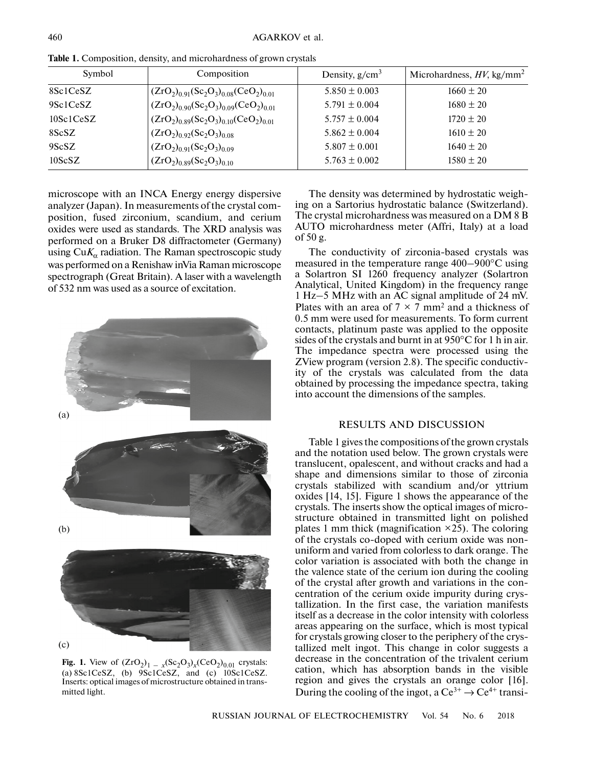**Table 1.** Composition, density, and microhardness of grown crystals

| Symbol | Composition | Density, g/cm$^3$ | Microhardness, *HV*, kg/mm$^2$ |
|---|---|---|---|
| 8Sc1CeSZ | $(ZrO_2)_{0.91}(Sc_2O_3)_{0.08}(CeO_2)_{0.01}$ | 5.850 ± 0.003 | 1660 ± 20 |
| 9Sc1CeSZ | $(ZrO_2)_{0.90}(Sc_2O_3)_{0.09}(CeO_2)_{0.01}$ | 5.791 ± 0.004 | 1680 ± 20 |
| 10Sc1CeSZ | $(ZrO_2)_{0.89}(Sc_2O_3)_{0.10}(CeO_2)_{0.01}$ | 5.757 ± 0.004 | 1720 ± 20 |
| 8ScSZ | $(ZrO_2)_{0.92}(Sc_2O_3)_{0.08}$ | 5.862 ± 0.004 | 1610 ± 20 |
| 9ScSZ | $(ZrO_2)_{0.91}(Sc_2O_3)_{0.09}$ | 5.807 ± 0.001 | 1640 ± 20 |
| 10ScSZ | $(ZrO_2)_{0.89}(Sc_2O_3)_{0.10}$ | 5.763 ± 0.002 | 1580 ± 20 |

microscope with an INCA Energy energy dispersive analyzer (Japan). In measurements of the crystal composition, fused zirconium, scandium, and cerium oxides were used as standards. The XRD analysis was performed on a Bruker D8 diffractometer (Germany) using Cu$K_\alpha$ radiation. The Raman spectroscopic study was performed on a Renishaw inVia Raman microscope spectrograph (Great Britain). A laser with a wavelength of 532 nm was used as a source of excitation.

**Fig. 1.** View of $(ZrO_2)_{1-x}(Sc_2O_3)_x(CeO_2)_{0.01}$ crystals: (a) 8Sc1CeSZ, (b) 9Sc1CeSZ, and (c) 10Sc1CeSZ. Inserts: optical images of microstructure obtained in transmitted light.

The density was determined by hydrostatic weighing on a Sartorius hydrostatic balance (Switzerland). The crystal microhardness was measured on a DM 8 B AUTO microhardness meter (Affri, Italy) at a load of 50 g.

The conductivity of zirconia-based crystals was measured in the temperature range 400–900°C using a Solartron SI 1260 frequency analyzer (Solartron Analytical, United Kingdom) in the frequency range 1 Hz–5 MHz with an AC signal amplitude of 24 mV. Plates with an area of 7 × 7 mm$^2$ and a thickness of 0.5 mm were used for measurements. To form current contacts, platinum paste was applied to the opposite sides of the crystals and burnt in at 950°C for 1 h in air. The impedance spectra were processed using the ZView program (version 2.8). The specific conductivity of the crystals was calculated from the data obtained by processing the impedance spectra, taking into account the dimensions of the samples.

## RESULTS AND DISCUSSION

Table 1 gives the compositions of the grown crystals and the notation used below. The grown crystals were translucent, opalescent, and without cracks and had a shape and dimensions similar to those of zirconia crystals stabilized with scandium and/or yttrium oxides [14, 15]. Figure 1 shows the appearance of the crystals. The inserts show the optical images of microstructure obtained in transmitted light on polished plates 1 mm thick (magnification ×25). The coloring of the crystals co-doped with cerium oxide was nonuniform and varied from colorless to dark orange. The color variation is associated with both the change in the valence state of the cerium ion during the cooling of the crystal after growth and variations in the concentration of the cerium oxide impurity during crystallization. In the first case, the variation manifests itself as a decrease in the color intensity with colorless areas appearing on the surface, which is most typical for crystals growing closer to the periphery of the crystallized melt ingot. This change in color suggests a decrease in the concentration of the trivalent cerium cation, which has absorption bands in the visible region and gives the crystals an orange color [16]. During the cooling of the ingot, a $Ce^{3+} \rightarrow Ce^{4+}$ transi-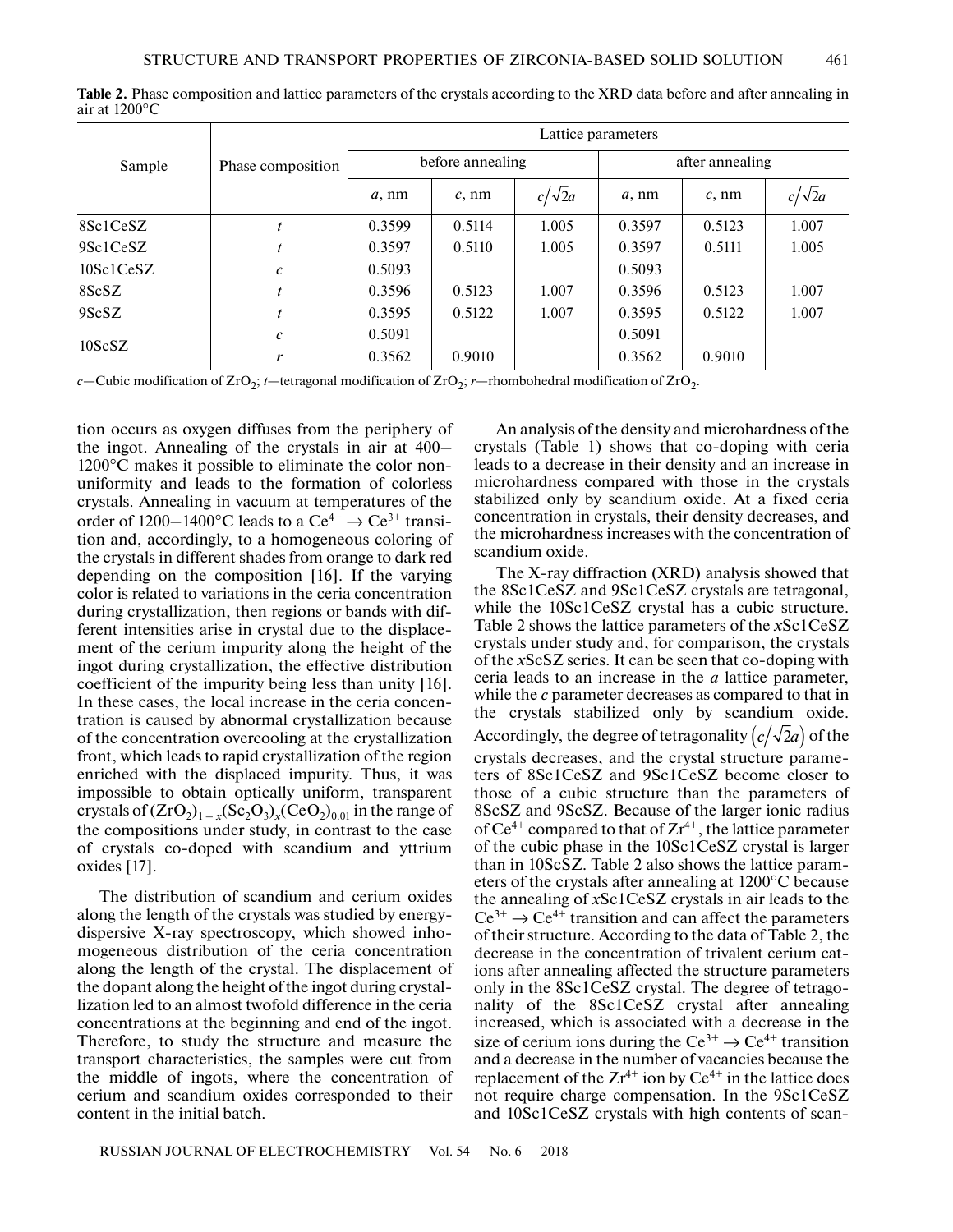**Table 2.** Phase composition and lattice parameters of the crystals according to the XRD data before and after annealing in air at 1200°C

| Sample | Phase composition | Lattice parameters | | | | | |
|---|---|---|---|---|---|---|---|
| | | before annealing | | | after annealing | | |
| | | $a$, nm | $c$, nm | $c/\sqrt{2}a$ | $a$, nm | $c$, nm | $c/\sqrt{2}a$ |
| 8Sc1CeSZ | $t$ | 0.3599 | 0.5114 | 1.005 | 0.3597 | 0.5123 | 1.007 |
| 9Sc1CeSZ | $t$ | 0.3597 | 0.5110 | 1.005 | 0.3597 | 0.5111 | 1.005 |
| 10Sc1CeSZ | $c$ | 0.5093 | | | 0.5093 | | |
| 8ScSZ | $t$ | 0.3596 | 0.5123 | 1.007 | 0.3596 | 0.5123 | 1.007 |
| 9ScSZ | $t$ | 0.3595 | 0.5122 | 1.007 | 0.3595 | 0.5122 | 1.007 |
| 10ScSZ | $c$ | 0.5091 | | | 0.5091 | | |
| | $r$ | 0.3562 | 0.9010 | | 0.3562 | 0.9010 | |

$c$—Cubic modification of $ZrO_2$; $t$—tetragonal modification of $ZrO_2$; $r$—rhombohedral modification of $ZrO_2$.

tion occurs as oxygen diffuses from the periphery of the ingot. Annealing of the crystals in air at 400–1200°C makes it possible to eliminate the color nonuniformity and leads to the formation of colorless crystals. Annealing in vacuum at temperatures of the order of 1200–1400°C leads to a $Ce^{4+} \rightarrow Ce^{3+}$ transition and, accordingly, to a homogeneous coloring of the crystals in different shades from orange to dark red depending on the composition [16]. If the varying color is related to variations in the ceria concentration during crystallization, then regions or bands with different intensities arise in crystal due to the displacement of the cerium impurity along the height of the ingot during crystallization, the effective distribution coefficient of the impurity being less than unity [16]. In these cases, the local increase in the ceria concentration is caused by abnormal crystallization because of the concentration overcooling at the crystallization front, which leads to rapid crystallization of the region enriched with the displaced impurity. Thus, it was impossible to obtain optically uniform, transparent crystals of $(ZrO_2)_{1-x}(Sc_2O_3)_x(CeO_2)_{0.01}$ in the range of the compositions under study, in contrast to the case of crystals co-doped with scandium and yttrium oxides [17].

The distribution of scandium and cerium oxides along the length of the crystals was studied by energy-dispersive X-ray spectroscopy, which showed inhomogeneous distribution of the ceria concentration along the length of the crystal. The displacement of the dopant along the height of the ingot during crystallization led to an almost twofold difference in the ceria concentrations at the beginning and end of the ingot. Therefore, to study the structure and measure the transport characteristics, the samples were cut from the middle of ingots, where the concentration of cerium and scandium oxides corresponded to their content in the initial batch.

An analysis of the density and microhardness of the crystals (Table 1) shows that co-doping with ceria leads to a decrease in their density and an increase in microhardness compared with those in the crystals stabilized only by scandium oxide. At a fixed ceria concentration in crystals, their density decreases, and the microhardness increases with the concentration of scandium oxide.

The X-ray diffraction (XRD) analysis showed that the 8Sc1CeSZ and 9Sc1CeSZ crystals are tetragonal, while the 10Sc1CeSZ crystal has a cubic structure. Table 2 shows the lattice parameters of the $x$Sc1CeSZ crystals under study and, for comparison, the crystals of the $x$ScSZ series. It can be seen that co-doping with ceria leads to an increase in the $a$ lattice parameter, while the $c$ parameter decreases as compared to that in the crystals stabilized only by scandium oxide. Accordingly, the degree of tetragonality $(c/\sqrt{2}a)$ of the crystals decreases, and the crystal structure parameters of 8Sc1CeSZ and 9Sc1CeSZ become closer to those of a cubic structure than the parameters of 8ScSZ and 9ScSZ. Because of the larger ionic radius of $Ce^{4+}$ compared to that of $Zr^{4+}$, the lattice parameter of the cubic phase in the 10Sc1CeSZ crystal is larger than in 10ScSZ. Table 2 also shows the lattice parameters of the crystals after annealing at 1200°C because the annealing of $x$Sc1CeSZ crystals in air leads to the $Ce^{3+} \rightarrow Ce^{4+}$ transition and can affect the parameters of their structure. According to the data of Table 2, the decrease in the concentration of trivalent cerium cations after annealing affected the structure parameters only in the 8Sc1CeSZ crystal. The degree of tetragonality of the 8Sc1CeSZ crystal after annealing increased, which is associated with a decrease in the size of cerium ions during the $Ce^{3+} \rightarrow Ce^{4+}$ transition and a decrease in the number of vacancies because the replacement of the $Zr^{4+}$ ion by $Ce^{4+}$ in the lattice does not require charge compensation. In the 9Sc1CeSZ and 10Sc1CeSZ crystals with high contents of scan-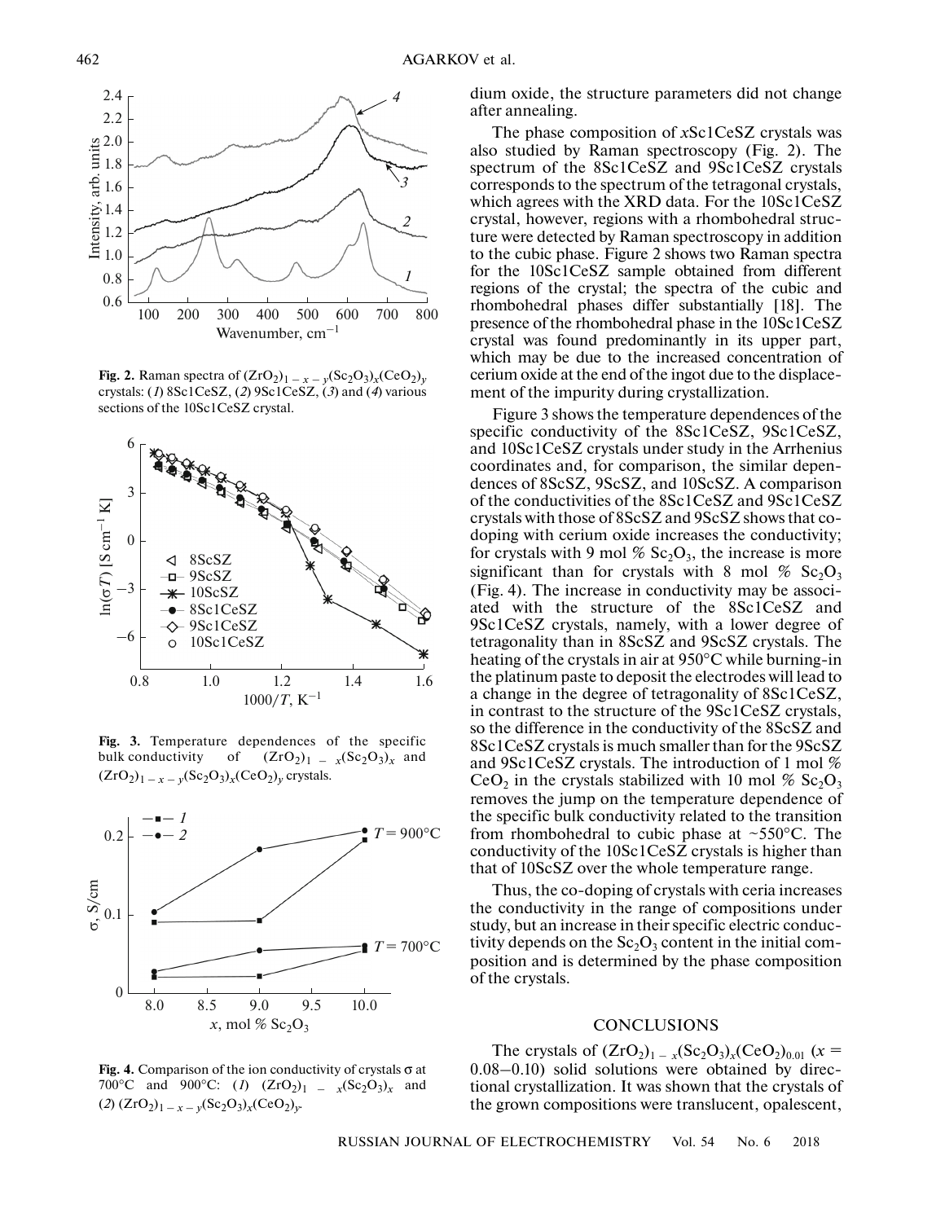**Fig. 2.** Raman spectra of $(ZrO_2)_{1-x-y}(Sc_2O_3)_x(CeO_2)_y$ crystals: (*1*) 8Sc1CeSZ, (*2*) 9Sc1CeSZ, (*3*) and (*4*) various sections of the 10Sc1CeSZ crystal.

**Fig. 3.** Temperature dependences of the specific bulk conductivity of $(ZrO_2)_{1-x}(Sc_2O_3)_x$ and $(ZrO_2)_{1-x-y}(Sc_2O_3)_x(CeO_2)_y$ crystals.

**Fig. 4.** Comparison of the ion conductivity of crystals σ at 700°C and 900°C: (*1*) $(ZrO_2)_{1-x}(Sc_2O_3)_x$ and (*2*) $(ZrO_2)_{1-x-y}(Sc_2O_3)_x(CeO_2)_y$.

dium oxide, the structure parameters did not change after annealing.

The phase composition of *x*Sc1CeSZ crystals was also studied by Raman spectroscopy (Fig. 2). The spectrum of the 8Sc1CeSZ and 9Sc1CeSZ crystals corresponds to the spectrum of the tetragonal crystals, which agrees with the XRD data. For the 10Sc1CeSZ crystal, however, regions with a rhombohedral structure were detected by Raman spectroscopy in addition to the cubic phase. Figure 2 shows two Raman spectra for the 10Sc1CeSZ sample obtained from different regions of the crystal; the spectra of the cubic and rhombohedral phases differ substantially [18]. The presence of the rhombohedral phase in the 10Sc1CeSZ crystal was found predominantly in its upper part, which may be due to the increased concentration of cerium oxide at the end of the ingot due to the displacement of the impurity during crystallization.

Figure 3 shows the temperature dependences of the specific conductivity of the 8Sc1CeSZ, 9Sc1CeSZ, and 10Sc1CeSZ crystals under study in the Arrhenius coordinates and, for comparison, the similar dependences of 8ScSZ, 9ScSZ, and 10ScSZ. A comparison of the conductivities of the 8Sc1CeSZ and 9Sc1CeSZ crystals with those of 8ScSZ and 9ScSZ shows that co-doping with cerium oxide increases the conductivity; for crystals with 9 mol % $Sc_2O_3$, the increase is more significant than for crystals with 8 mol % $Sc_2O_3$ (Fig. 4). The increase in conductivity may be associated with the structure of the 8Sc1CeSZ and 9Sc1CeSZ crystals, namely, with a lower degree of tetragonality than in 8ScSZ and 9ScSZ crystals. The heating of the crystals in air at 950°C while burning-in the platinum paste to deposit the electrodes will lead to a change in the degree of tetragonality of 8Sc1CeSZ, in contrast to the structure of the 9Sc1CeSZ crystals, so the difference in the conductivity of the 8ScSZ and 8Sc1CeSZ crystals is much smaller than for the 9ScSZ and 9Sc1CeSZ crystals. The introduction of 1 mol % $CeO_2$ in the crystals stabilized with 10 mol % $Sc_2O_3$ removes the jump on the temperature dependence of the specific bulk conductivity related to the transition from rhombohedral to cubic phase at ~550°C. The conductivity of the 10Sc1CeSZ crystals is higher than that of 10ScSZ over the whole temperature range.

Thus, the co-doping of crystals with ceria increases the conductivity in the range of compositions under study, but an increase in their specific electric conductivity depends on the $Sc_2O_3$ content in the initial composition and is determined by the phase composition of the crystals.

## CONCLUSIONS

The crystals of $(ZrO_2)_{1-x}(Sc_2O_3)_x(CeO_2)_{0.01}$ ($x = 0.08$–$0.10$) solid solutions were obtained by directional crystallization. It was shown that the crystals of the grown compositions were translucent, opalescent,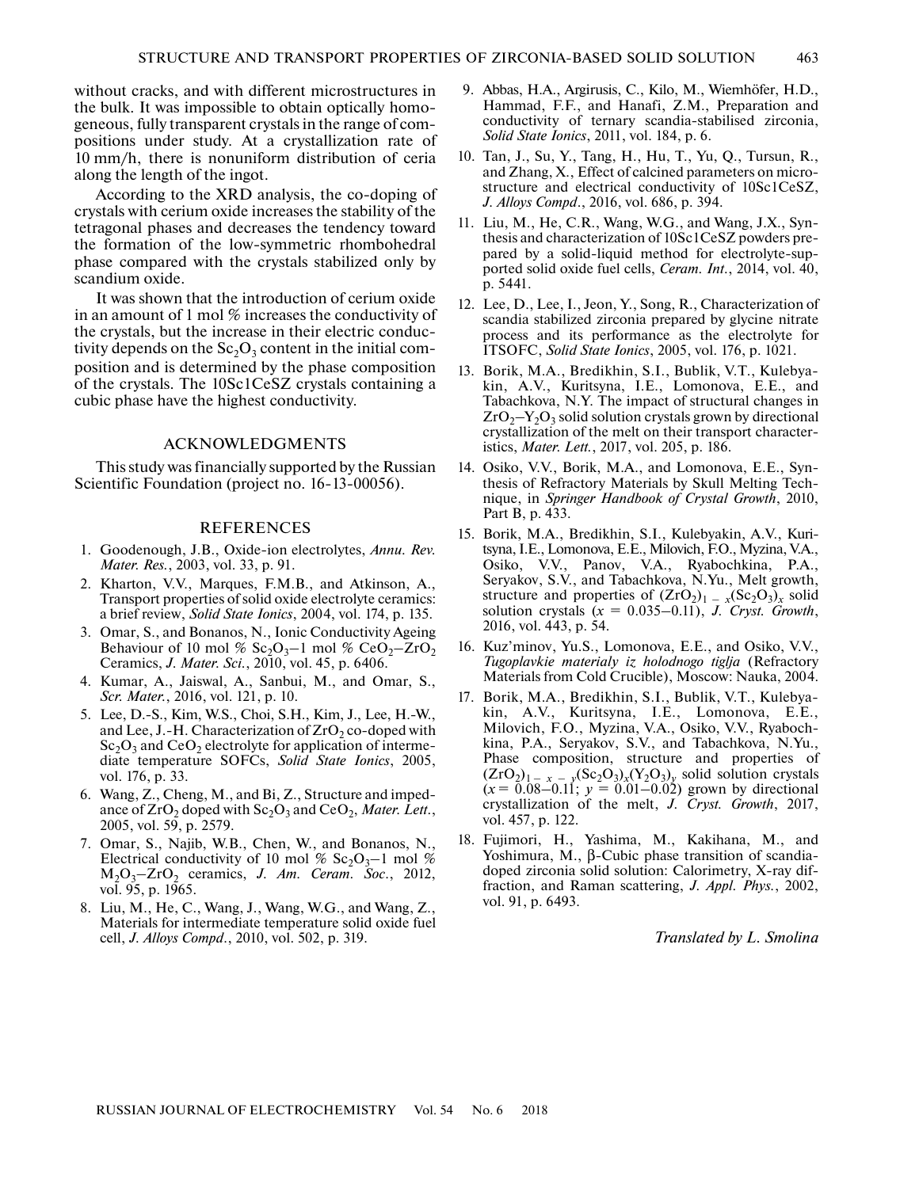without cracks, and with different microstructures in the bulk. It was impossible to obtain optically homogeneous, fully transparent crystals in the range of compositions under study. At a crystallization rate of 10 mm/h, there is nonuniform distribution of ceria along the length of the ingot.

According to the XRD analysis, the co-doping of crystals with cerium oxide increases the stability of the tetragonal phases and decreases the tendency toward the formation of the low-symmetric rhombohedral phase compared with the crystals stabilized only by scandium oxide.

It was shown that the introduction of cerium oxide in an amount of 1 mol % increases the conductivity of the crystals, but the increase in their electric conductivity depends on the $Sc_2O_3$ content in the initial composition and is determined by the phase composition of the crystals. The 10Sc1CeSZ crystals containing a cubic phase have the highest conductivity.

## ACKNOWLEDGMENTS

This study was financially supported by the Russian Scientific Foundation (project no. 16-13-00056).

## REFERENCES

1. Goodenough, J.B., Oxide-ion electrolytes, *Annu. Rev. Mater. Res.*, 2003, vol. 33, p. 91.
2. Kharton, V.V., Marques, F.M.B., and Atkinson, A., Transport properties of solid oxide electrolyte ceramics: a brief review, *Solid State Ionics*, 2004, vol. 174, p. 135.
3. Omar, S., and Bonanos, N., Ionic Conductivity Ageing Behaviour of 10 mol % $Sc_2O_3$–1 mol % $CeO_2$–$ZrO_2$ Ceramics, *J. Mater. Sci.*, 2010, vol. 45, p. 6406.
4. Kumar, A., Jaiswal, A., Sanbui, M., and Omar, S., *Scr. Mater.*, 2016, vol. 121, p. 10.
5. Lee, D.-S., Kim, W.S., Choi, S.H., Kim, J., Lee, H.-W., and Lee, J.-H. Characterization of $ZrO_2$ co-doped with $Sc_2O_3$ and $CeO_2$ electrolyte for application of intermediate temperature SOFCs, *Solid State Ionics*, 2005, vol. 176, p. 33.
6. Wang, Z., Cheng, M., and Bi, Z., Structure and impedance of $ZrO_2$ doped with $Sc_2O_3$ and $CeO_2$, *Mater. Lett.*, 2005, vol. 59, p. 2579.
7. Omar, S., Najib, W.B., Chen, W., and Bonanos, N., Electrical conductivity of 10 mol % $Sc_2O_3$–1 mol % $M_2O_3$–$ZrO_2$ ceramics, *J. Am. Ceram. Soc.*, 2012, vol. 95, p. 1965.
8. Liu, M., He, C., Wang, J., Wang, W.G., and Wang, Z., Materials for intermediate temperature solid oxide fuel cell, *J. Alloys Compd.*, 2010, vol. 502, p. 319.
9. Abbas, H.A., Argirusis, C., Kilo, M., Wiemhöfer, H.D., Hammad, F.F., and Hanafi, Z.M., Preparation and conductivity of ternary scandia-stabilised zirconia, *Solid State Ionics*, 2011, vol. 184, p. 6.
10. Tan, J., Su, Y., Tang, H., Hu, T., Yu, Q., Tursun, R., and Zhang, X., Effect of calcined parameters on microstructure and electrical conductivity of 10Sc1CeSZ, *J. Alloys Compd.*, 2016, vol. 686, p. 394.
11. Liu, M., He, C.R., Wang, W.G., and Wang, J.X., Synthesis and characterization of 10Sc1CeSZ powders prepared by a solid-liquid method for electrolyte-supported solid oxide fuel cells, *Ceram. Int.*, 2014, vol. 40, p. 5441.
12. Lee, D., Lee, I., Jeon, Y., Song, R., Characterization of scandia stabilized zirconia prepared by glycine nitrate process and its performance as the electrolyte for ITSOFC, *Solid State Ionics*, 2005, vol. 176, p. 1021.
13. Borik, M.A., Bredikhin, S.I., Bublik, V.T., Kulebyakin, A.V., Kuritsyna, I.E., Lomonova, E.E., and Tabachkova, N.Y. The impact of structural changes in $ZrO_2$–$Y_2O_3$ solid solution crystals grown by directional crystallization of the melt on their transport characteristics, *Mater. Lett.*, 2017, vol. 205, p. 186.
14. Osiko, V.V., Borik, M.A., and Lomonova, E.E., Synthesis of Refractory Materials by Skull Melting Technique, in *Springer Handbook of Crystal Growth*, 2010, Part B, p. 433.
15. Borik, M.A., Bredikhin, S.I., Kulebyakin, A.V., Kuritsyna, I.E., Lomonova, E.E., Milovich, F.O., Myzina, V.A., Osiko, V.V., Panov, V.A., Ryabochkina, P.A., Seryakov, S.V., and Tabachkova, N.Yu., Melt growth, structure and properties of $(ZrO_2)_{1-x}(Sc_2O_3)_x$ solid solution crystals ($x = 0.035$–$0.11$), *J. Cryst. Growth*, 2016, vol. 443, p. 54.
16. Kuz'minov, Yu.S., Lomonova, E.E., and Osiko, V.V., *Tugoplavkie materialy iz holodnogo tiglja* (Refractory Materials from Cold Crucible), Moscow: Nauka, 2004.
17. Borik, M.A., Bredikhin, S.I., Bublik, V.T., Kulebyakin, A.V., Kuritsyna, I.E., Lomonova, E.E., Milovich, F.O., Myzina, V.A., Osiko, V.V., Ryabochkina, P.A., Seryakov, S.V., and Tabachkova, N.Yu., Phase composition, structure and properties of $(ZrO_2)_{1-x-y}(Sc_2O_3)_x(Y_2O_3)_y$ solid solution crystals ($x = 0.08$–$0.11$; $y = 0.01$–$0.02$) grown by directional crystallization of the melt, *J. Cryst. Growth*, 2017, vol. 457, p. 122.
18. Fujimori, H., Yashima, M., Kakihana, M., and Yoshimura, M., β-Cubic phase transition of scandia-doped zirconia solid solution: Calorimetry, X-ray diffraction, and Raman scattering, *J. Appl. Phys.*, 2002, vol. 91, p. 6493.

*Translated by L. Smolina*